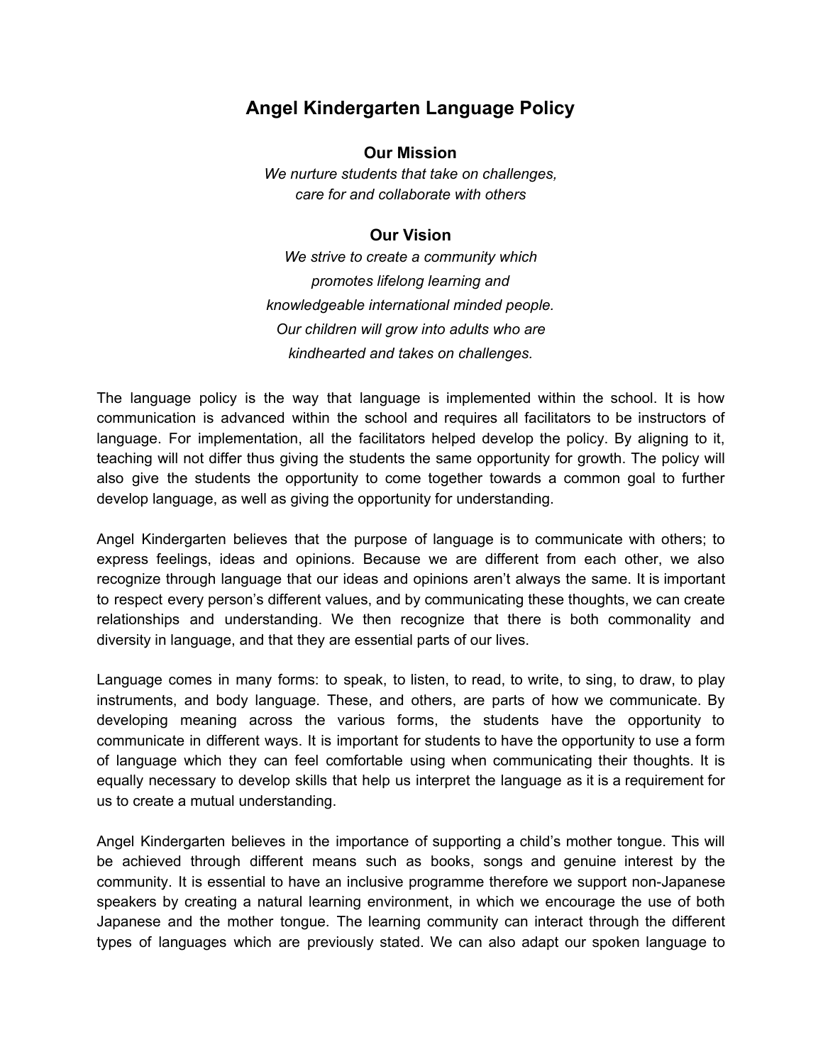# Angel Kindergarten Language Policy

## Our Mission

*We nurture students that take on challenges, care for and collaborate with others*

## Our Vision

*We strive to create a community which promotes lifelong learning and knowledgeable international minded people. Our children will grow into adults who are kindhearted and takes on challenges.*

The language policy is the way that language is implemented within the school. It is how communication is advanced within the school and requires all facilitators to be instructors of language. For implementation, all the facilitators helped develop the policy. By aligning to it, teaching will not differ thus giving the students the same opportunity for growth. The policy will also give the students the opportunity to come together towards a common goal to further develop language, as well as giving the opportunity for understanding.

Angel Kindergarten believes that the purpose of language is to communicate with others; to express feelings, ideas and opinions. Because we are different from each other, we also recognize through language that our ideas and opinions aren't always the same. It is important to respect every person's different values, and by communicating these thoughts, we can create relationships and understanding. We then recognize that there is both commonality and diversity in language, and that they are essential parts of our lives.

Language comes in many forms: to speak, to listen, to read, to write, to sing, to draw, to play instruments, and body language. These, and others, are parts of how we communicate. By developing meaning across the various forms, the students have the opportunity to communicate in different ways. It is important for students to have the opportunity to use a form of language which they can feel comfortable using when communicating their thoughts. It is equally necessary to develop skills that help us interpret the language as it is a requirement for us to create a mutual understanding.

Angel Kindergarten believes in the importance of supporting a child's mother tongue. This will be achieved through different means such as books, songs and genuine interest by the community. It is essential to have an inclusive programme therefore we support non-Japanese speakers by creating a natural learning environment, in which we encourage the use of both Japanese and the mother tongue. The learning community can interact through the different types of languages which are previously stated. We can also adapt our spoken language to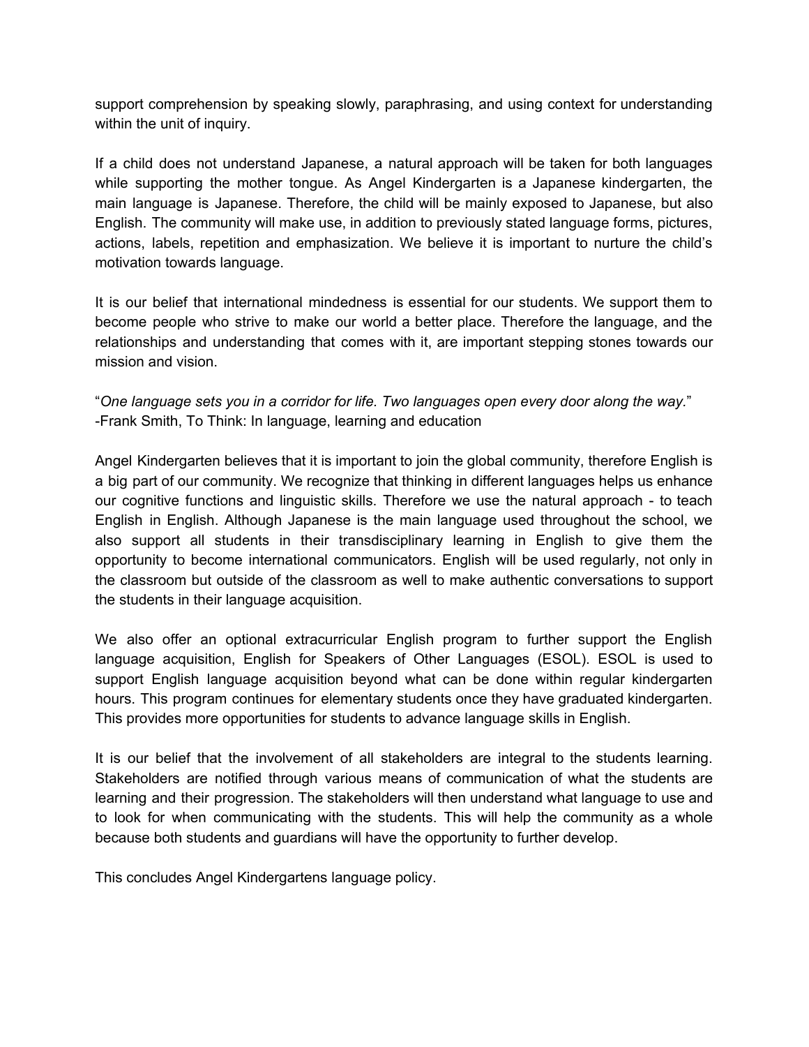support comprehension by speaking slowly, paraphrasing, and using context for understanding within the unit of inquiry.

If a child does not understand Japanese, a natural approach will be taken for both languages while supporting the mother tongue. As Angel Kindergarten is a Japanese kindergarten, the main language is Japanese. Therefore, the child will be mainly exposed to Japanese, but also English. The community will make use, in addition to previously stated language forms, pictures, actions, labels, repetition and emphasization. We believe it is important to nurture the child's motivation towards language.

It is our belief that international mindedness is essential for our students. We support them to become people who strive to make our world a better place. Therefore the language, and the relationships and understanding that comes with it, are important stepping stones towards our mission and vision.

"*One language sets you in a corridor for life. Two languages open every door along the way.*"
-Frank Smith, To Think: In language, learning and education

Angel Kindergarten believes that it is important to join the global community, therefore English is a big part of our community. We recognize that thinking in different languages helps us enhance our cognitive functions and linguistic skills. Therefore we use the natural approach - to teach English in English. Although Japanese is the main language used throughout the school, we also support all students in their transdisciplinary learning in English to give them the opportunity to become international communicators. English will be used regularly, not only in the classroom but outside of the classroom as well to make authentic conversations to support the students in their language acquisition.

We also offer an optional extracurricular English program to further support the English language acquisition, English for Speakers of Other Languages (ESOL). ESOL is used to support English language acquisition beyond what can be done within regular kindergarten hours. This program continues for elementary students once they have graduated kindergarten. This provides more opportunities for students to advance language skills in English.

It is our belief that the involvement of all stakeholders are integral to the students learning. Stakeholders are notified through various means of communication of what the students are learning and their progression. The stakeholders will then understand what language to use and to look for when communicating with the students. This will help the community as a whole because both students and guardians will have the opportunity to further develop.

This concludes Angel Kindergartens language policy.